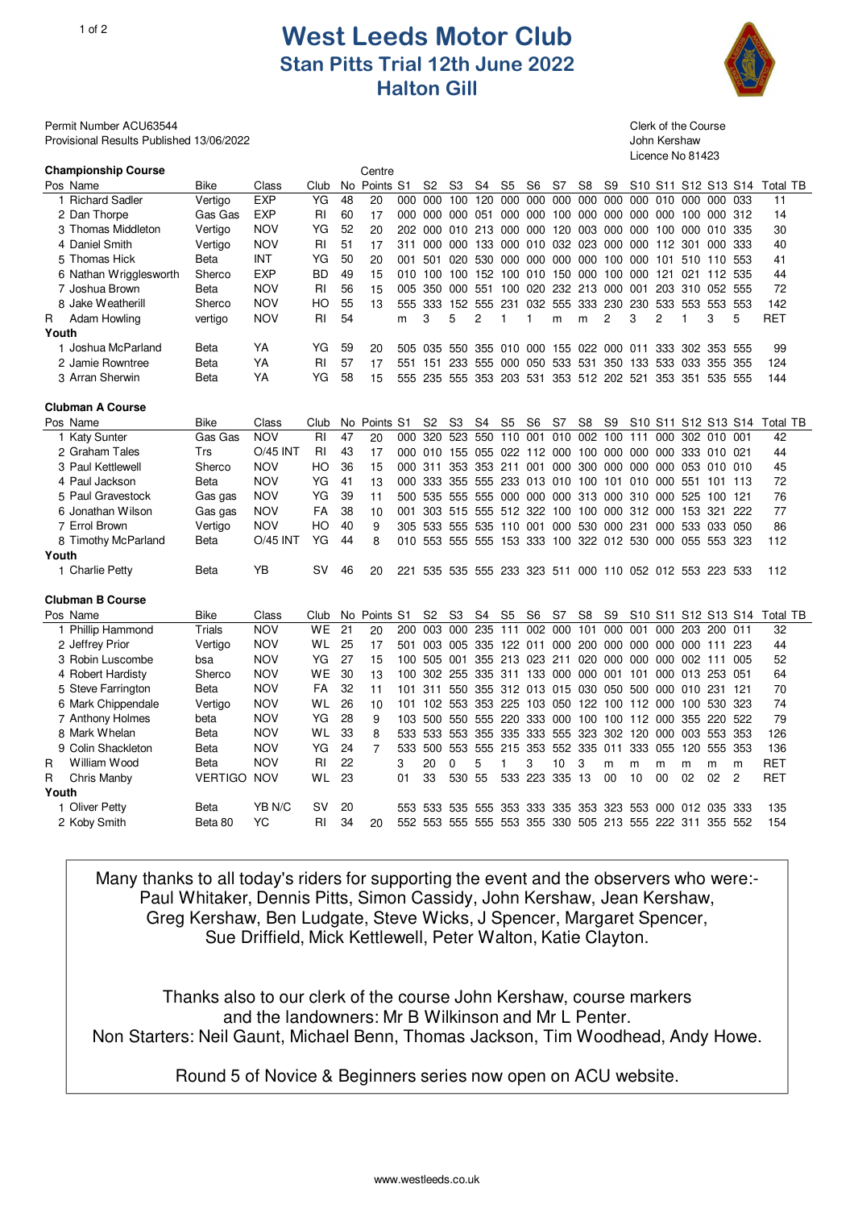# West Leeds Motor Club

## Stan Pitts Trial 12th June 2022

## Halton Gill

Permit Number ACU63544
Provisional Results Published 13/06/2022

Clerk of the Course
John Kershaw
Licence No 81423

### Championship Course

| Pos | Name | Bike | Class | Club | No | Centre Points | S1 | S2 | S3 | S4 | S5 | S6 | S7 | S8 | S9 | S10 | S11 | S12 | S13 | S14 | Total | TB |
|---|---|---|---|---|---|---|---|---|---|---|---|---|---|---|---|---|---|---|---|---|---|---|
| 1 | Richard Sadler | Vertigo | EXP | YG | 48 | 20 | 000 | 000 | 100 | 120 | 000 | 000 | 000 | 000 | 000 | 000 | 010 | 000 | 000 | 033 | 11 | |
| 2 | Dan Thorpe | Gas Gas | EXP | RI | 60 | 17 | 000 | 000 | 000 | 051 | 000 | 000 | 100 | 000 | 000 | 000 | 000 | 100 | 000 | 312 | 14 | |
| 3 | Thomas Middleton | Vertigo | NOV | YG | 52 | 20 | 202 | 000 | 010 | 213 | 000 | 000 | 120 | 003 | 000 | 000 | 100 | 000 | 010 | 335 | 30 | |
| 4 | Daniel Smith | Vertigo | NOV | RI | 51 | 17 | 311 | 000 | 000 | 133 | 000 | 010 | 032 | 023 | 000 | 000 | 112 | 301 | 000 | 333 | 40 | |
| 5 | Thomas Hick | Beta | INT | YG | 50 | 20 | 001 | 501 | 020 | 530 | 000 | 000 | 000 | 000 | 100 | 000 | 101 | 510 | 110 | 553 | 41 | |
| 6 | Nathan Wrigglesworth | Sherco | EXP | BD | 49 | 15 | 010 | 100 | 100 | 152 | 100 | 010 | 150 | 000 | 100 | 000 | 121 | 021 | 112 | 535 | 44 | |
| 7 | Joshua Brown | Beta | NOV | RI | 56 | 15 | 005 | 350 | 000 | 551 | 100 | 020 | 232 | 213 | 000 | 001 | 203 | 310 | 052 | 555 | 72 | |
| 8 | Jake Weatherill | Sherco | NOV | HO | 55 | 13 | 555 | 333 | 152 | 555 | 231 | 032 | 555 | 333 | 230 | 230 | 533 | 553 | 553 | 553 | 142 | |
| R | Adam Howling | vertigo | NOV | RI | 54 | | m | 3 | 5 | 2 | 1 | 1 | m | m | 2 | 3 | 2 | 1 | 3 | 5 | RET | |
| **Youth** | | | | | | | | | | | | | | | | | | | | | | |
| 1 | Joshua McParland | Beta | YA | YG | 59 | 20 | 505 | 035 | 550 | 355 | 010 | 000 | 155 | 022 | 000 | 011 | 333 | 302 | 353 | 555 | 99 | |
| 2 | Jamie Rowntree | Beta | YA | RI | 57 | 17 | 551 | 151 | 233 | 555 | 000 | 050 | 533 | 531 | 350 | 133 | 533 | 033 | 355 | 355 | 124 | |
| 3 | Arran Sherwin | Beta | YA | YG | 58 | 15 | 555 | 235 | 555 | 353 | 203 | 531 | 353 | 512 | 202 | 521 | 353 | 351 | 535 | 555 | 144 | |

### Clubman A Course

| Pos | Name | Bike | Class | Club | No | Points | S1 | S2 | S3 | S4 | S5 | S6 | S7 | S8 | S9 | S10 | S11 | S12 | S13 | S14 | Total | TB |
|---|---|---|---|---|---|---|---|---|---|---|---|---|---|---|---|---|---|---|---|---|---|---|
| 1 | Katy Sunter | Gas Gas | NOV | RI | 47 | 20 | 000 | 320 | 523 | 550 | 110 | 001 | 010 | 002 | 100 | 111 | 000 | 302 | 010 | 001 | 42 | |
| 2 | Graham Tales | Trs | O/45 INT | RI | 43 | 17 | 000 | 010 | 155 | 055 | 022 | 112 | 000 | 100 | 000 | 000 | 000 | 333 | 010 | 021 | 44 | |
| 3 | Paul Kettlewell | Sherco | NOV | HO | 36 | 15 | 000 | 311 | 353 | 353 | 211 | 001 | 000 | 300 | 000 | 000 | 000 | 053 | 010 | 010 | 45 | |
| 4 | Paul Jackson | Beta | NOV | YG | 41 | 13 | 000 | 333 | 355 | 555 | 233 | 013 | 010 | 100 | 101 | 010 | 000 | 551 | 101 | 113 | 72 | |
| 5 | Paul Gravestock | Gas gas | NOV | YG | 39 | 11 | 500 | 535 | 555 | 555 | 000 | 000 | 000 | 313 | 000 | 310 | 000 | 525 | 100 | 121 | 76 | |
| 6 | Jonathan Wilson | Gas gas | NOV | FA | 38 | 10 | 001 | 303 | 515 | 555 | 512 | 322 | 100 | 100 | 000 | 312 | 000 | 153 | 321 | 222 | 77 | |
| 7 | Errol Brown | Vertigo | NOV | HO | 40 | 9 | 305 | 533 | 555 | 535 | 110 | 001 | 000 | 530 | 000 | 231 | 000 | 533 | 033 | 050 | 86 | |
| 8 | Timothy McParland | Beta | O/45 INT | YG | 44 | 8 | 010 | 553 | 555 | 555 | 153 | 333 | 100 | 322 | 012 | 530 | 000 | 055 | 553 | 323 | 112 | |
| **Youth** | | | | | | | | | | | | | | | | | | | | | | |
| 1 | Charlie Petty | Beta | YB | SV | 46 | 20 | 221 | 535 | 535 | 555 | 233 | 323 | 511 | 000 | 110 | 052 | 012 | 553 | 223 | 533 | 112 | |

### Clubman B Course

| Pos | Name | Bike | Class | Club | No | Points | S1 | S2 | S3 | S4 | S5 | S6 | S7 | S8 | S9 | S10 | S11 | S12 | S13 | S14 | Total | TB |
|---|---|---|---|---|---|---|---|---|---|---|---|---|---|---|---|---|---|---|---|---|---|---|
| 1 | Phillip Hammond | Trials | NOV | WE | 21 | 20 | 200 | 003 | 000 | 235 | 111 | 002 | 000 | 101 | 000 | 001 | 000 | 203 | 200 | 011 | 32 | |
| 2 | Jeffrey Prior | Vertigo | NOV | WL | 25 | 17 | 501 | 003 | 005 | 335 | 122 | 011 | 000 | 200 | 000 | 000 | 000 | 000 | 111 | 223 | 44 | |
| 3 | Robin Luscombe | bsa | NOV | YG | 27 | 15 | 100 | 505 | 001 | 355 | 213 | 023 | 211 | 020 | 000 | 000 | 000 | 002 | 111 | 005 | 52 | |
| 4 | Robert Hardisty | Sherco | NOV | WE | 30 | 13 | 100 | 302 | 255 | 335 | 311 | 133 | 000 | 000 | 001 | 101 | 000 | 013 | 253 | 051 | 64 | |
| 5 | Steve Farrington | Beta | NOV | FA | 32 | 11 | 101 | 311 | 550 | 355 | 312 | 013 | 015 | 030 | 050 | 500 | 000 | 010 | 231 | 121 | 70 | |
| 6 | Mark Chippendale | Vertigo | NOV | WL | 26 | 10 | 101 | 102 | 553 | 353 | 225 | 103 | 050 | 122 | 100 | 112 | 000 | 100 | 530 | 323 | 74 | |
| 7 | Anthony Holmes | beta | NOV | YG | 28 | 9 | 103 | 500 | 550 | 555 | 220 | 333 | 000 | 100 | 100 | 112 | 000 | 355 | 220 | 522 | 79 | |
| 8 | Mark Whelan | Beta | NOV | WL | 33 | 8 | 533 | 533 | 553 | 355 | 335 | 333 | 555 | 323 | 302 | 120 | 000 | 003 | 553 | 353 | 126 | |
| 9 | Colin Shackleton | Beta | NOV | YG | 24 | 7 | 533 | 500 | 553 | 555 | 215 | 353 | 552 | 335 | 011 | 333 | 055 | 120 | 555 | 353 | 136 | |
| R | William Wood | Beta | NOV | RI | 22 | | 3 | 20 | 0 | 5 | 1 | 3 | 10 | 3 | m | m | m | m | m | m | RET | |
| R | Chris Manby | VERTIGO | NOV | WL | 23 | | 01 | 33 | 530 | 55 | 533 | 223 | 335 | 13 | 00 | 10 | 00 | 02 | 02 | 2 | RET | |
| **Youth** | | | | | | | | | | | | | | | | | | | | | | |
| 1 | Oliver Petty | Beta | YB N/C | SV | 20 | | 553 | 533 | 535 | 555 | 353 | 333 | 335 | 353 | 323 | 553 | 000 | 012 | 035 | 333 | 135 | |
| 2 | Koby Smith | Beta 80 | YC | RI | 34 | 20 | 552 | 553 | 555 | 555 | 553 | 355 | 330 | 505 | 213 | 555 | 222 | 311 | 355 | 552 | 154 | |

Many thanks to all today's riders for supporting the event and the observers who were:-
Paul Whitaker, Dennis Pitts, Simon Cassidy, John Kershaw, Jean Kershaw,
Greg Kershaw, Ben Ludgate, Steve Wicks, J Spencer, Margaret Spencer,
Sue Driffield, Mick Kettlewell, Peter Walton, Katie Clayton.

Thanks also to our clerk of the course John Kershaw, course markers
and the landowners: Mr B Wilkinson and Mr L Penter.
Non Starters: Neil Gaunt, Michael Benn, Thomas Jackson, Tim Woodhead, Andy Howe.

Round 5 of Novice & Beginners series now open on ACU website.

www.westleeds.co.uk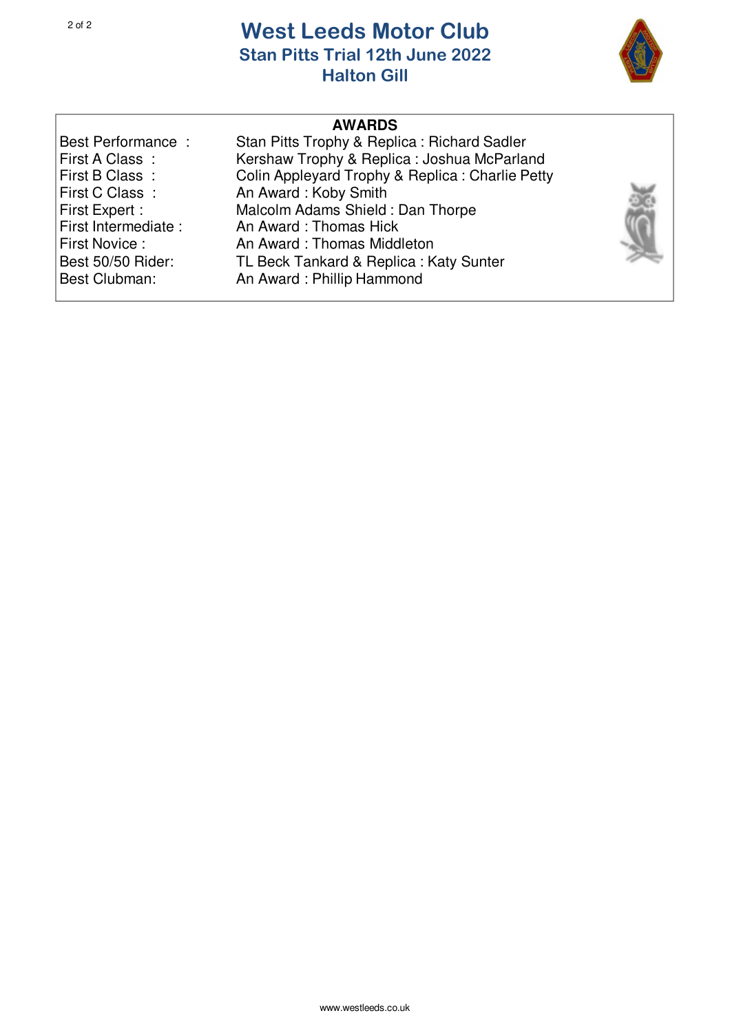# West Leeds Motor Club

## Stan Pitts Trial 12th June 2022

## Halton Gill

### AWARDS

| | |
|---|---|
| Best Performance : | Stan Pitts Trophy & Replica : Richard Sadler |
| First A Class : | Kershaw Trophy & Replica : Joshua McParland |
| First B Class : | Colin Appleyard Trophy & Replica : Charlie Petty |
| First C Class : | An Award : Koby Smith |
| First Expert : | Malcolm Adams Shield : Dan Thorpe |
| First Intermediate : | An Award : Thomas Hick |
| First Novice : | An Award : Thomas Middleton |
| Best 50/50 Rider: | TL Beck Tankard & Replica : Katy Sunter |
| Best Clubman: | An Award : Phillip Hammond |

www.westleeds.co.uk